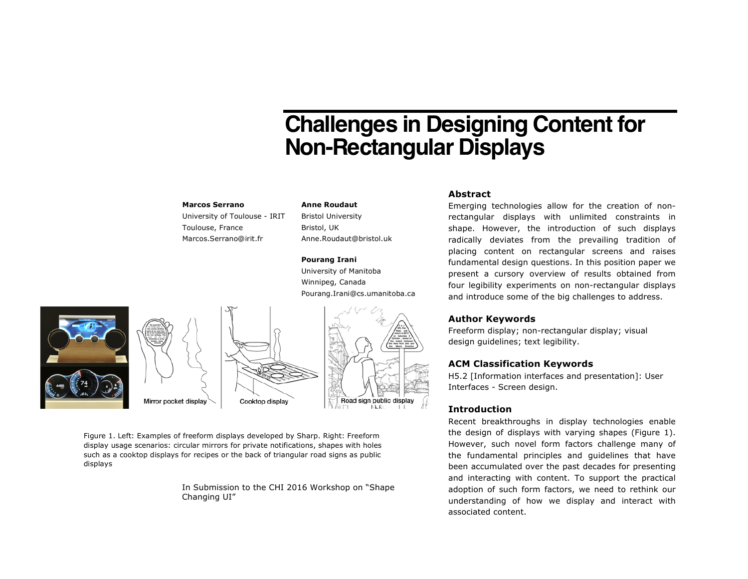# Challenges in Designing Content for Non-Rectangular Displays

**Marcos Serrano**
University of Toulouse - IRIT
Toulouse, France
Marcos.Serrano@irit.fr

**Anne Roudaut**
Bristol University
Bristol, UK
Anne.Roudaut@bristol.uk

**Pourang Irani**
University of Manitoba
Winnipeg, Canada
Pourang.Irani@cs.umanitoba.ca

Mirror pocket display

Cooktop display

Road sign public display

Figure 1. Left: Examples of freeform displays developed by Sharp. Right: Freeform display usage scenarios: circular mirrors for private notifications, shapes with holes such as a cooktop displays for recipes or the back of triangular road signs as public displays

In Submission to the CHI 2016 Workshop on "Shape Changing UI"

## Abstract

Emerging technologies allow for the creation of non-rectangular displays with unlimited constraints in shape. However, the introduction of such displays radically deviates from the prevailing tradition of placing content on rectangular screens and raises fundamental design questions. In this position paper we present a cursory overview of results obtained from four legibility experiments on non-rectangular displays and introduce some of the big challenges to address.

## Author Keywords

Freeform display; non-rectangular display; visual design guidelines; text legibility.

## ACM Classification Keywords

H5.2 [Information interfaces and presentation]: User Interfaces - Screen design.

## Introduction

Recent breakthroughs in display technologies enable the design of displays with varying shapes (Figure 1). However, such novel form factors challenge many of the fundamental principles and guidelines that have been accumulated over the past decades for presenting and interacting with content. To support the practical adoption of such form factors, we need to rethink our understanding of how we display and interact with associated content.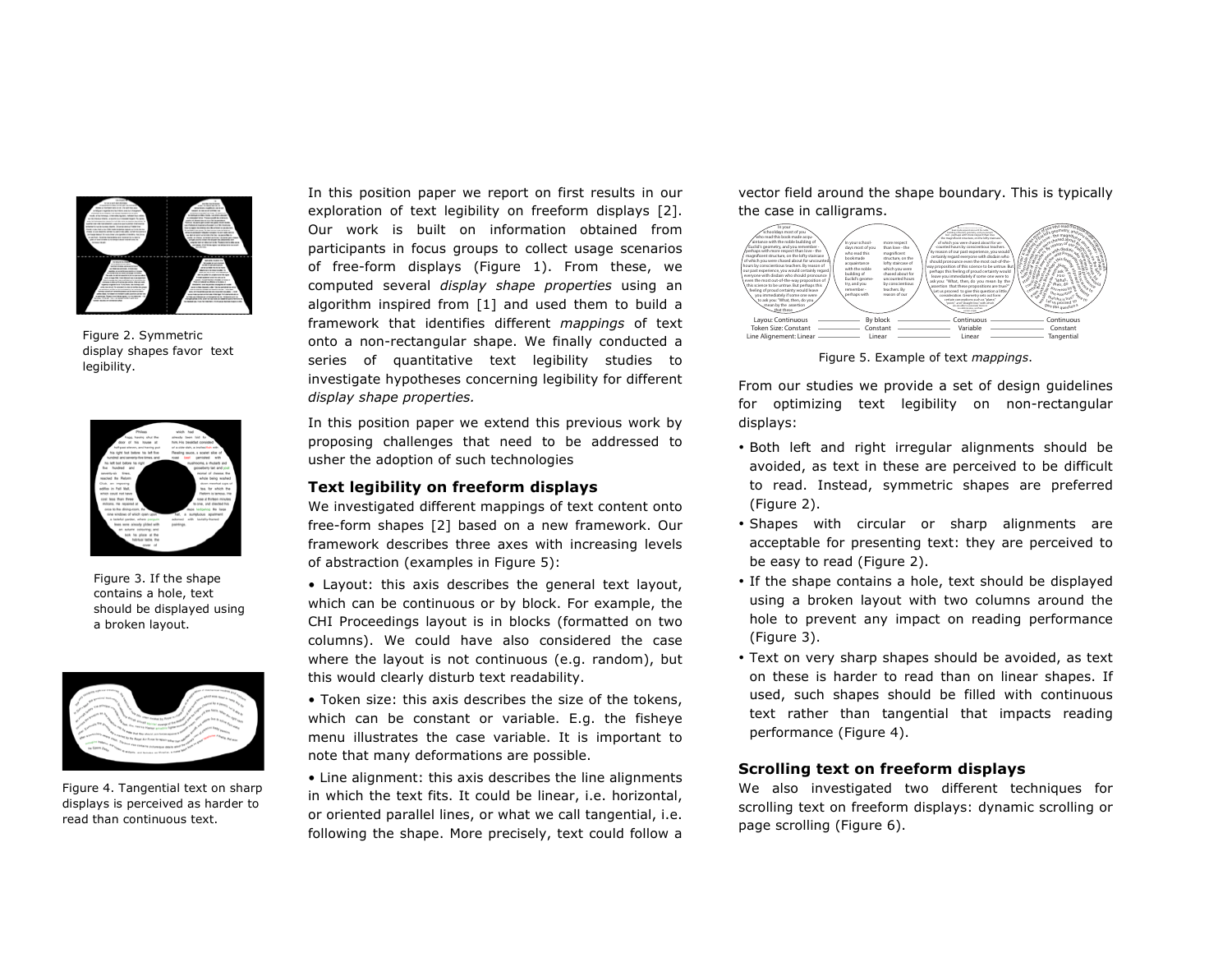Figure 2. Symmetric display shapes favor text legibility.

Figure 3. If the shape contains a hole, text should be displayed using a broken layout.

Figure 4. Tangential text on sharp displays is perceived as harder to read than continuous text.

In this position paper we report on first results in our exploration of text legibility on freeform displays [2]. Our work is built on information obtained from participants in focus groups to collect usage scenarios of free-form displays (Figure 1). From these, we computed several *display shape properties* using an algorithm inspired from [1] and used them to build a framework that identifies different *mappings* of text onto a non-rectangular shape. We finally conducted a series of quantitative text legibility studies to investigate hypotheses concerning legibility for different *display shape properties.*

In this position paper we extend this previous work by proposing challenges that need to be addressed to usher the adoption of such technologies

### Text legibility on freeform displays

We investigated different mappings of text content onto free-form shapes [2] based on a new framework. Our framework describes three axes with increasing levels of abstraction (examples in Figure 5):

- Layout: this axis describes the general text layout, which can be continuous or by block. For example, the CHI Proceedings layout is in blocks (formatted on two columns). We could have also considered the case where the layout is not continuous (e.g. random), but this would clearly disturb text readability.
- Token size: this axis describes the size of the tokens, which can be constant or variable. E.g. the fisheye menu illustrates the case variable. It is important to note that many deformations are possible.
- Line alignment: this axis describes the line alignments in which the text fits. It could be linear, i.e. horizontal, or oriented parallel lines, or what we call tangential, i.e. following the shape. More precisely, text could follow a vector field around the shape boundary. This is typically the case in calligrams.

Layout: Continuous — By block — Continuous — Continuous
Token Size: Constant — Constant — Variable — Constant
Line Alignement: Linear — Linear — Linear — Tangential

Figure 5. Example of text *mappings*.

From our studies we provide a set of design guidelines for optimizing text legibility on non-rectangular displays:

- Both left and right irregular alignments should be avoided, as text in these are perceived to be difficult to read. Instead, symmetric shapes are preferred (Figure 2).
- Shapes with circular or sharp alignments are acceptable for presenting text: they are perceived to be easy to read (Figure 2).
- If the shape contains a hole, text should be displayed using a broken layout with two columns around the hole to prevent any impact on reading performance (Figure 3).
- Text on very sharp shapes should be avoided, as text on these is harder to read than on linear shapes. If used, such shapes should be filled with continuous text rather than tangential that impacts reading performance (Figure 4).

### Scrolling text on freeform displays

We also investigated two different techniques for scrolling text on freeform displays: dynamic scrolling or page scrolling (Figure 6).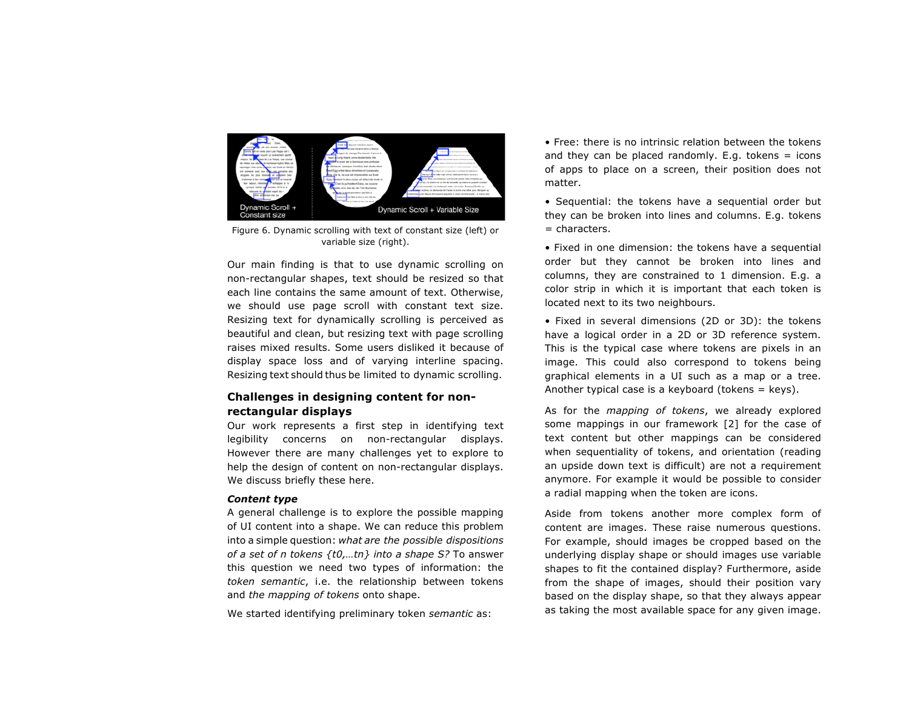Dynamic Scroll + Constant size

Dynamic Scroll + Variable Size

Figure 6. Dynamic scrolling with text of constant size (left) or variable size (right).

Our main finding is that to use dynamic scrolling on non-rectangular shapes, text should be resized so that each line contains the same amount of text. Otherwise, we should use page scroll with constant text size. Resizing text for dynamically scrolling is perceived as beautiful and clean, but resizing text with page scrolling raises mixed results. Some users disliked it because of display space loss and of varying interline spacing. Resizing text should thus be limited to dynamic scrolling.

## Challenges in designing content for non-rectangular displays

Our work represents a first step in identifying text legibility concerns on non-rectangular displays. However there are many challenges yet to explore to help the design of content on non-rectangular displays. We discuss briefly these here.

### *Content type*

A general challenge is to explore the possible mapping of UI content into a shape. We can reduce this problem into a simple question: *what are the possible dispositions of a set of n tokens {t0,…tn} into a shape S?* To answer this question we need two types of information: the *token semantic*, i.e. the relationship between tokens and *the mapping of tokens* onto shape.

We started identifying preliminary token *semantic* as:

- Free: there is no intrinsic relation between the tokens and they can be placed randomly. E.g. tokens = icons of apps to place on a screen, their position does not matter.
- Sequential: the tokens have a sequential order but they can be broken into lines and columns. E.g. tokens = characters.
- Fixed in one dimension: the tokens have a sequential order but they cannot be broken into lines and columns, they are constrained to 1 dimension. E.g. a color strip in which it is important that each token is located next to its two neighbours.
- Fixed in several dimensions (2D or 3D): the tokens have a logical order in a 2D or 3D reference system. This is the typical case where tokens are pixels in an image. This could also correspond to tokens being graphical elements in a UI such as a map or a tree. Another typical case is a keyboard (tokens = keys).

As for the *mapping of tokens*, we already explored some mappings in our framework [2] for the case of text content but other mappings can be considered when sequentiality of tokens, and orientation (reading an upside down text is difficult) are not a requirement anymore. For example it would be possible to consider a radial mapping when the token are icons.

Aside from tokens another more complex form of content are images. These raise numerous questions. For example, should images be cropped based on the underlying display shape or should images use variable shapes to fit the contained display? Furthermore, aside from the shape of images, should their position vary based on the display shape, so that they always appear as taking the most available space for any given image.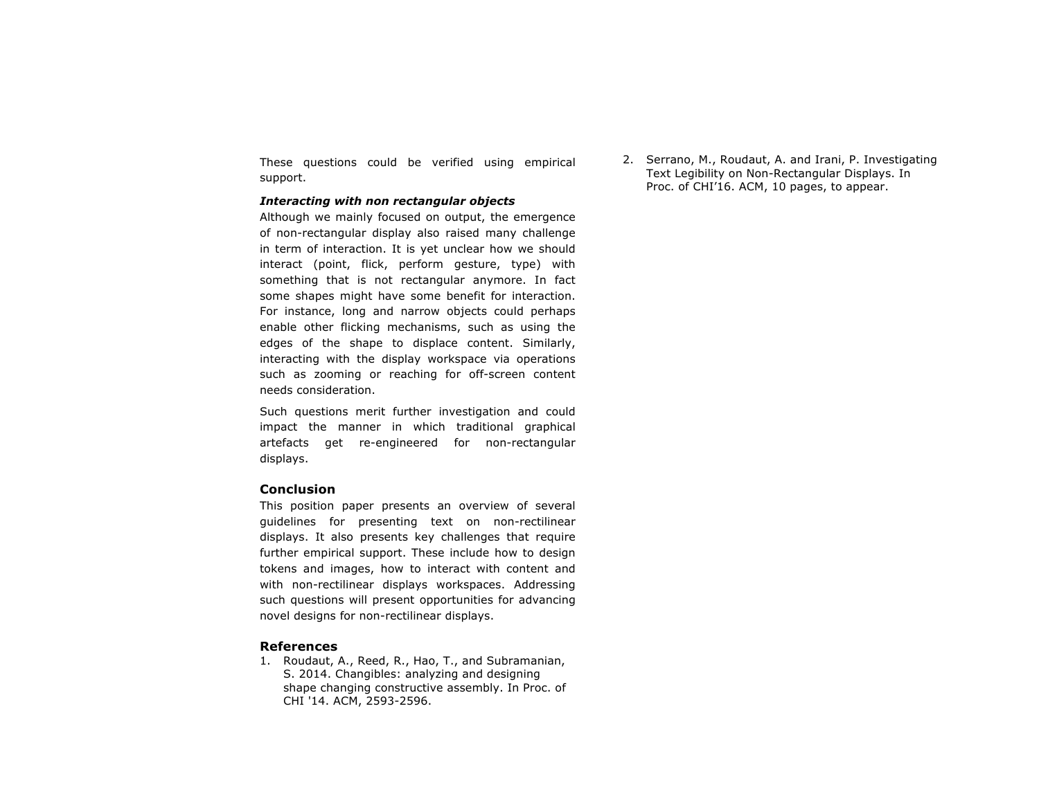These questions could be verified using empirical support.

***Interacting with non rectangular objects***

Although we mainly focused on output, the emergence of non-rectangular display also raised many challenge in term of interaction. It is yet unclear how we should interact (point, flick, perform gesture, type) with something that is not rectangular anymore. In fact some shapes might have some benefit for interaction. For instance, long and narrow objects could perhaps enable other flicking mechanisms, such as using the edges of the shape to displace content. Similarly, interacting with the display workspace via operations such as zooming or reaching for off-screen content needs consideration.

Such questions merit further investigation and could impact the manner in which traditional graphical artefacts get re-engineered for non-rectangular displays.

## Conclusion

This position paper presents an overview of several guidelines for presenting text on non-rectilinear displays. It also presents key challenges that require further empirical support. These include how to design tokens and images, how to interact with content and with non-rectilinear displays workspaces. Addressing such questions will present opportunities for advancing novel designs for non-rectilinear displays.

## References

1. Roudaut, A., Reed, R., Hao, T., and Subramanian, S. 2014. Changibles: analyzing and designing shape changing constructive assembly. In Proc. of CHI '14. ACM, 2593-2596.
2. Serrano, M., Roudaut, A. and Irani, P. Investigating Text Legibility on Non-Rectangular Displays. In Proc. of CHI'16. ACM, 10 pages, to appear.